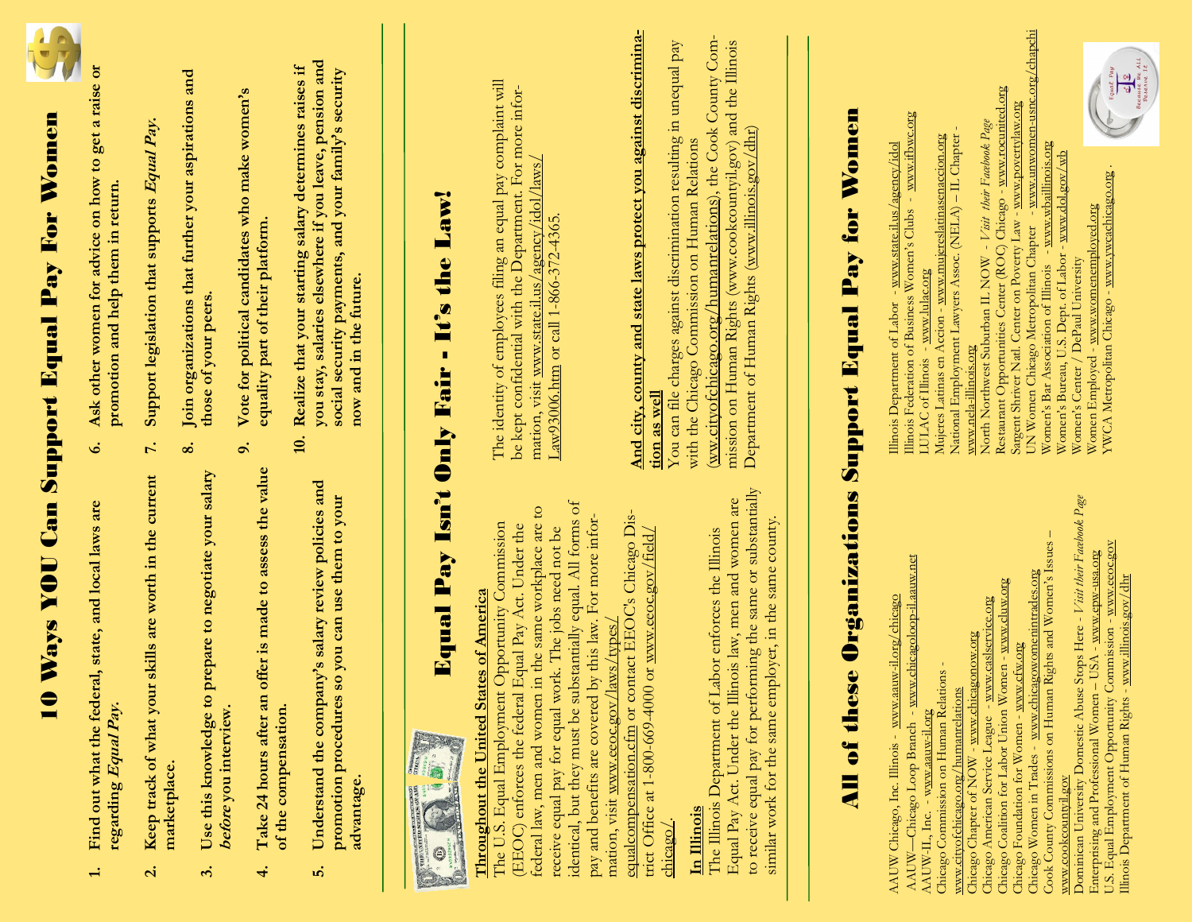# 10 Ways YOU Can Support Equal Pay For Women

1. Find out what the federal, state, and local laws are regarding *Equal Pay.*
2. Keep track of what your skills are worth in the current marketplace.
3. Use this knowledge to prepare to negotiate your salary *before* you interview.
4. Take 24 hours after an offer is made to assess the value of the compensation.
5. Understand the company's salary review policies and promotion procedures so you can use them to your advantage.
6. Ask other women for advice on how to get a raise or promotion and help them in return.
7. Support legislation that supports *Equal Pay.*
8. Join organizations that further your aspirations and those of your peers.
9. Vote for political candidates who make women's equality part of their platform.
10. Realize that your starting salary determines raises if you stay, salaries elsewhere if you leave, pension and social security payments, and your family's security now and in the future.

# Equal Pay Isn't Only Fair - It's the Law!

**Throughout the United States of America**

The U.S. Equal Employment Opportunity Commission (EEOC) enforces the federal Equal Pay Act. Under the federal law, men and women in the same workplace are to receive equal pay for equal work. The jobs need not be identical, but they must be substantially equal. All forms of pay and benefits are covered by this law. For more information, visit www.eeoc.gov/laws/types/equalcompensation.cfm or contact EEOC's Chicago District Office at 1-800-669-4000 or www.eeoc.gov/field/chicago/.

**In Illinois**

The Illinois Department of Labor enforces the Illinois Equal Pay Act. Under the Illinois law, men and women are to receive equal pay for performing the same or substantially similar work for the same employer, in the same county.

The identity of employees filing an equal pay complaint will be kept confidential with the Department. For more information, visit www.state.il.us/agency/idol/laws/Law93006.htm or call 1-866-372-4365.

**And city, county and state laws protect you against discrimination as well**

You can file charges against discrimination resulting in unequal pay with the Chicago Commission on Human Relations (www.cityofchicago.org/humanrelations), the Cook County Commission on Human Rights (www.cookcountyil.gov) and the Illinois Department of Human Rights (www.illinois.gov/dhr)

# All of these Organizations Support Equal Pay for Women

AAUW Chicago, Inc. Illinois - www.aauw-il.org/chicago
AAUW—Chicago Loop Branch - www.chicagoloop-il.aauw.net
AAUW-IL, Inc. - www.aauw-il.org
Chicago Commission on Human Relations - www.cityofchicago.org/humanrelations
Chicago Chapter of NOW - www.chicagonow.org
Chicago American Service League - www.caslservice.org
Chicago Coalition for Labor Union Women - www.cluw.org
Chicago Foundation for Women - www.cfw.org
Chicago Women in Trades - www.chicagowomenintrades.org
Cook County Commissions on Human Rights and Women's Issues – www.cookcountyil.gov
Dominican University Domestic Abuse Stops Here - *Visit their Facebook Page*
Enterprising and Professional Women – USA - www.epw-usa.org
U.S. Equal Employment Opportunity Commission - www.eeoc.gov
Illinois Department of Human Rights - www.illinois.gov/dhr
Illinois Department of Labor - www.state.il.us/agency/idol
Illinois Federation of Business Women's Clubs - www.ifbwc.org
LULAC of Illinois - www.lulac.org
Mujeres Latinas en Accion - www.mujereslatinasenaccion.org
National Employment Lawyers Assoc. (NELA) – IL Chapter - www.nela-illinois.org
North Northwest Suburban IL NOW - *Visit their Facebook Page*
Restaurant Opportunities Center (ROC) Chicago - www.rocunited.org
Sargent Shriver Nat. Center on Poverty Law - www.povertylaw.org
UN Women Chicago Metropolitan Chapter - www.unwomen-usnc.org/chapchi
Women's Bar Association of Illinois - www.wbaillinois.org
Women's Bureau, U.S. Dept. of Labor - www.dol.gov/wb
Women's Center / DePaul University
Women Employed - www.womenemployed.org
YWCA Metropolitan Chicago - www.ywcachicago.org .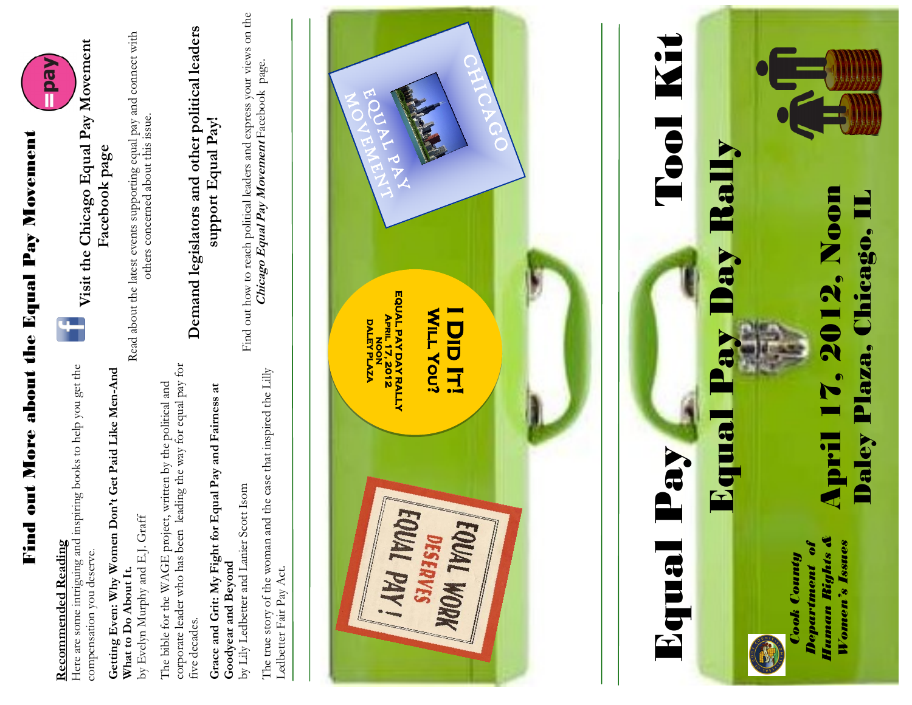# Find out More about the Equal Pay Movement

=pay

## Recommended Reading

Here are some intriguing and inspiring books to help you get the compensation you deserve.

**Getting Even: Why Women Don't Get Paid Like Men-And What to Do About It.**
by Evelyn Murphy and E.J. Graff

The bible for the WAGE project, written by the political and corporate leader who has been leading the way for equal pay for five decades.

**Grace and Grit: My Fight for Equal Pay and Fairness at Goodyear and Beyond**
by Lily Ledbetter and Lanier Scott Isom

The true story of the woman and the case that inspired the Lilly Ledbetter Fair Pay Act.

## Visit the Chicago Equal Pay Movement Facebook page

Read about the latest events supporting equal pay and connect with others concerned about this issue.

## Demand legislators and other political leaders support Equal Pay!

Find out how to reach political leaders and express your views on the *Chicago Equal Pay Movement* Facebook page.

CHICAGO EQUAL PAY MOVEMENT

**I DID IT! WILL YOU?**
EQUAL PAY DAY RALLY
APRIL 17, 2012
NOON
DALEY PLAZA

EQUAL WORK DESERVES EQUAL PAY!

# Equal Pay Tool Kit

## Equal Pay Day Rally

## April 17, 2012, Noon
## Daley Plaza, Chicago, IL

*Cook County Department of Human Rights & Women's Issues*